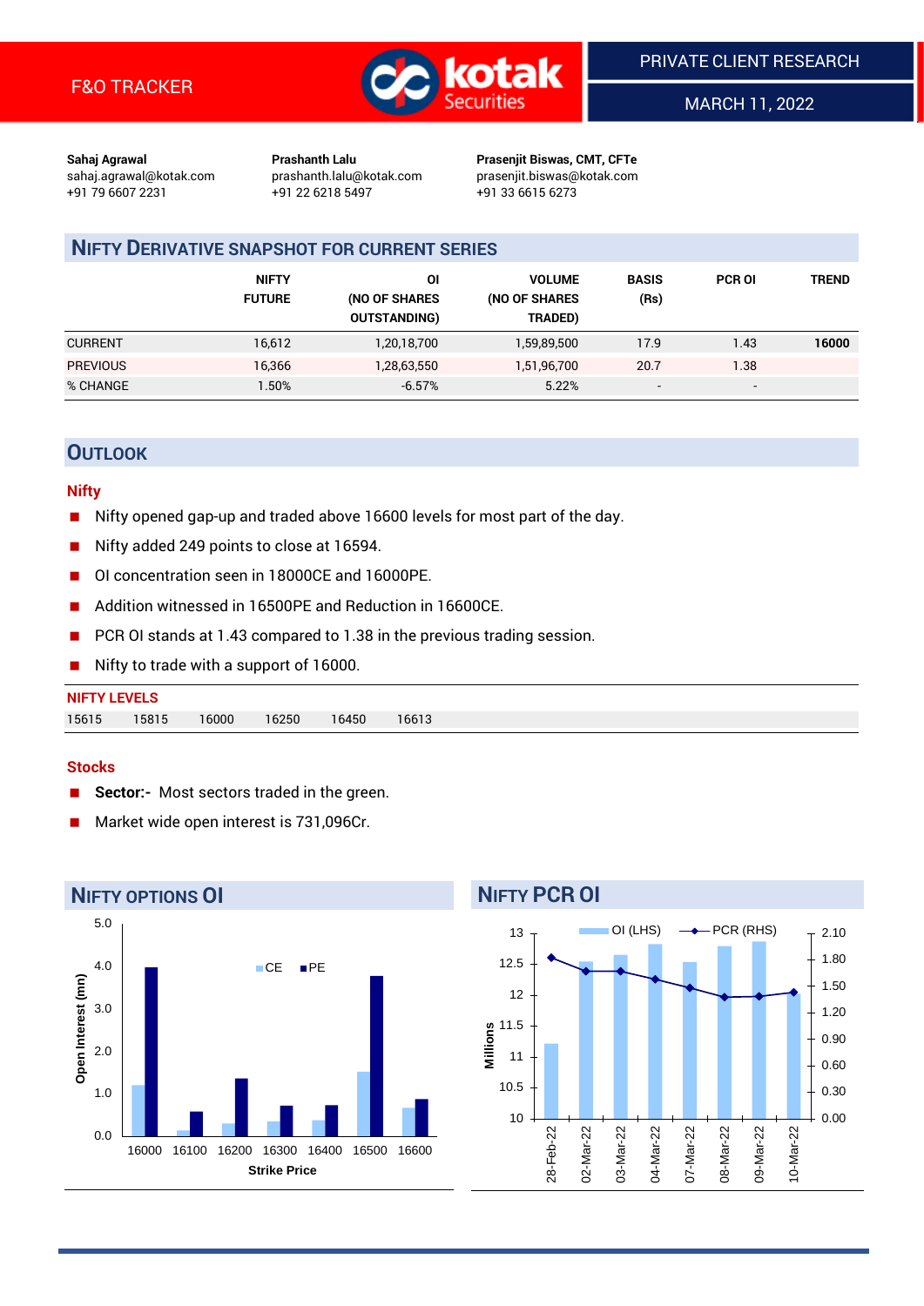F&O TRACKER

PRIVATE CLIENT RESEARCH

MARCH 11, 2022

**Sahaj Agrawal**
sahaj.agrawal@kotak.com
+91 79 6607 2231

**Prashanth Lalu**
prashanth.lalu@kotak.com
+91 22 6218 5497

**Prasenjit Biswas, CMT, CFTe**
prasenjit.biswas@kotak.com
+91 33 6615 6273

## NIFTY DERIVATIVE SNAPSHOT FOR CURRENT SERIES

| | NIFTY FUTURE | OI (NO OF SHARES OUTSTANDING) | VOLUME (NO OF SHARES TRADED) | BASIS (Rs) | PCR OI | TREND |
|---|---|---|---|---|---|---|
| CURRENT | 16,612 | 1,20,18,700 | 1,59,89,500 | 17.9 | 1.43 | **16000** |
| PREVIOUS | 16,366 | 1,28,63,550 | 1,51,96,700 | 20.7 | 1.38 | |
| % CHANGE | 1.50% | -6.57% | 5.22% | - | - | |

## OUTLOOK

### Nifty

- Nifty opened gap-up and traded above 16600 levels for most part of the day.
- Nifty added 249 points to close at 16594.
- OI concentration seen in 18000CE and 16000PE.
- Addition witnessed in 16500PE and Reduction in 16600CE.
- PCR OI stands at 1.43 compared to 1.38 in the previous trading session.
- Nifty to trade with a support of 16000.

**NIFTY LEVELS**

| 15615 | 15815 | 16000 | 16250 | 16450 | 16613 |
|---|---|---|---|---|---|

### Stocks

- **Sector:-** Most sectors traded in the green.
- Market wide open interest is 731,096Cr.

## NIFTY OPTIONS OI

| Strike Price | CE | PE |
|---|---|---|
| 16000 | 1.2 | 4.0 |
| 16100 | 0.1 | 0.6 |
| 16200 | 0.3 | 1.4 |
| 16300 | 0.4 | 0.7 |
| 16400 | 0.4 | 0.7 |
| 16500 | 1.5 | 3.8 |
| 16600 | 0.7 | 0.9 |

Open Interest (mn)

## NIFTY PCR OI

| Date | OI (LHS) (Millions) | PCR (RHS) |
|---|---|---|
| 28-Feb-22 | 11.2 | 1.80 |
| 02-Mar-22 | 12.5 | 1.65 |
| 03-Mar-22 | 12.6 | 1.65 |
| 04-Mar-22 | 12.8 | 1.56 |
| 07-Mar-22 | 12.5 | 1.47 |
| 08-Mar-22 | 12.8 | 1.38 |
| 09-Mar-22 | 12.9 | 1.38 |
| 10-Mar-22 | 12.0 | 1.43 |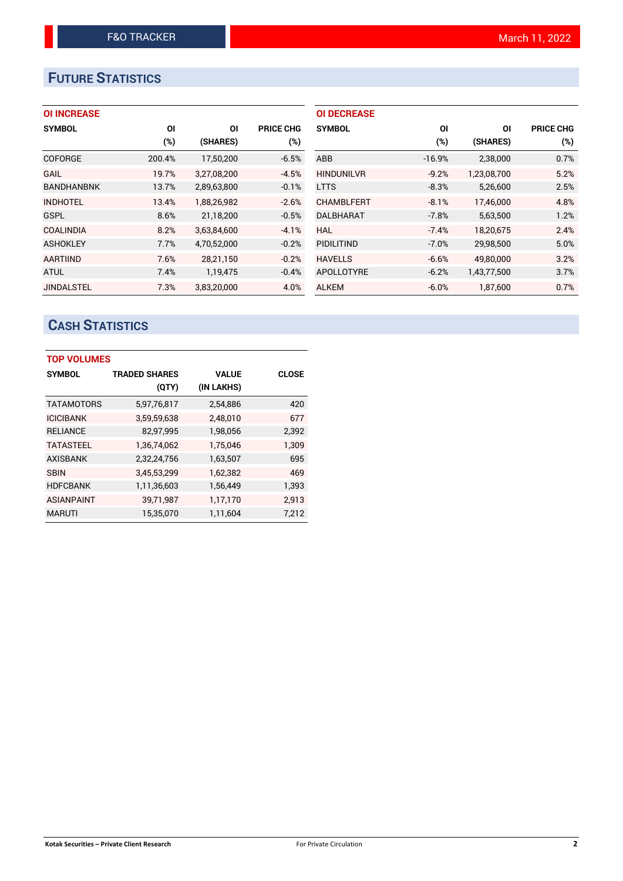## FUTURE STATISTICS

### OI INCREASE

| SYMBOL | OI (%) | OI (SHARES) | PRICE CHG (%) |
|---|---|---|---|
| COFORGE | 200.4% | 17,50,200 | -6.5% |
| GAIL | 19.7% | 3,27,08,200 | -4.5% |
| BANDHANBNK | 13.7% | 2,89,63,800 | -0.1% |
| INDHOTEL | 13.4% | 1,88,26,982 | -2.6% |
| GSPL | 8.6% | 21,18,200 | -0.5% |
| COALINDIA | 8.2% | 3,63,84,600 | -4.1% |
| ASHOKLEY | 7.7% | 4,70,52,000 | -0.2% |
| AARTIIND | 7.6% | 28,21,150 | -0.2% |
| ATUL | 7.4% | 1,19,475 | -0.4% |
| JINDALSTEL | 7.3% | 3,83,20,000 | 4.0% |

### OI DECREASE

| SYMBOL | OI (%) | OI (SHARES) | PRICE CHG (%) |
|---|---|---|---|
| ABB | -16.9% | 2,38,000 | 0.7% |
| HINDUNILVR | -9.2% | 1,23,08,700 | 5.2% |
| LTTS | -8.3% | 5,26,600 | 2.5% |
| CHAMBLFERT | -8.1% | 17,46,000 | 4.8% |
| DALBHARAT | -7.8% | 5,63,500 | 1.2% |
| HAL | -7.4% | 18,20,675 | 2.4% |
| PIDILITIND | -7.0% | 29,98,500 | 5.0% |
| HAVELLS | -6.6% | 49,80,000 | 3.2% |
| APOLLOTYRE | -6.2% | 1,43,77,500 | 3.7% |
| ALKEM | -6.0% | 1,87,600 | 0.7% |

## CASH STATISTICS

### TOP VOLUMES

| SYMBOL | TRADED SHARES (QTY) | VALUE (IN LAKHS) | CLOSE |
|---|---|---|---|
| TATAMOTORS | 5,97,76,817 | 2,54,886 | 420 |
| ICICIBANK | 3,59,59,638 | 2,48,010 | 677 |
| RELIANCE | 82,97,995 | 1,98,056 | 2,392 |
| TATASTEEL | 1,36,74,062 | 1,75,046 | 1,309 |
| AXISBANK | 2,32,24,756 | 1,63,507 | 695 |
| SBIN | 3,45,53,299 | 1,62,382 | 469 |
| HDFCBANK | 1,11,36,603 | 1,56,449 | 1,393 |
| ASIANPAINT | 39,71,987 | 1,17,170 | 2,913 |
| MARUTI | 15,35,070 | 1,11,604 | 7,212 |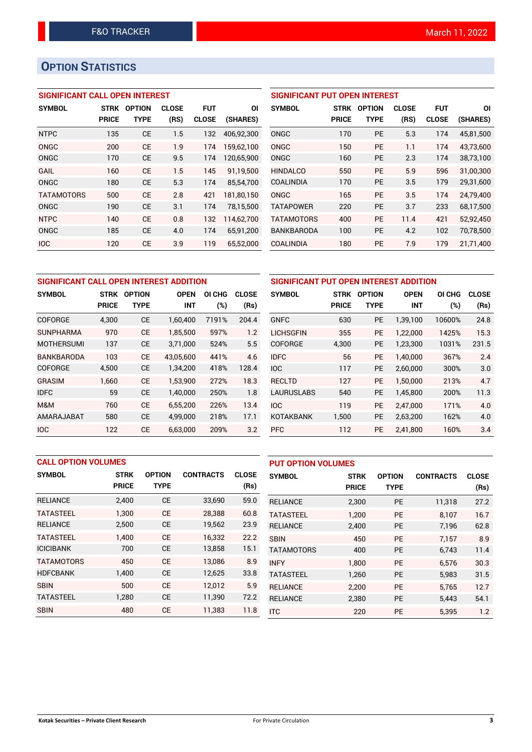# OPTION STATISTICS

## SIGNIFICANT CALL OPEN INTEREST

| SYMBOL | STRK PRICE | OPTION TYPE | CLOSE (RS) | FUT CLOSE | OI (SHARES) |
|---|---|---|---|---|---|
| NTPC | 135 | CE | 1.5 | 132 | 406,92,300 |
| ONGC | 200 | CE | 1.9 | 174 | 159,62,100 |
| ONGC | 170 | CE | 9.5 | 174 | 120,65,900 |
| GAIL | 160 | CE | 1.5 | 145 | 91,19,500 |
| ONGC | 180 | CE | 5.3 | 174 | 85,54,700 |
| TATAMOTORS | 500 | CE | 2.8 | 421 | 181,80,150 |
| ONGC | 190 | CE | 3.1 | 174 | 78,15,500 |
| NTPC | 140 | CE | 0.8 | 132 | 114,62,700 |
| ONGC | 185 | CE | 4.0 | 174 | 65,91,200 |
| IOC | 120 | CE | 3.9 | 119 | 65,52,000 |

## SIGNIFICANT PUT OPEN INTEREST

| SYMBOL | STRK PRICE | OPTION TYPE | CLOSE (RS) | FUT CLOSE | OI (SHARES) |
|---|---|---|---|---|---|
| ONGC | 170 | PE | 5.3 | 174 | 45,81,500 |
| ONGC | 150 | PE | 1.1 | 174 | 43,73,600 |
| ONGC | 160 | PE | 2.3 | 174 | 38,73,100 |
| HINDALCO | 550 | PE | 5.9 | 596 | 31,00,300 |
| COALINDIA | 170 | PE | 3.5 | 179 | 29,31,600 |
| ONGC | 165 | PE | 3.5 | 174 | 24,79,400 |
| TATAPOWER | 220 | PE | 3.7 | 233 | 68,17,500 |
| TATAMOTORS | 400 | PE | 11.4 | 421 | 52,92,450 |
| BANKBARODA | 100 | PE | 4.2 | 102 | 70,78,500 |
| COALINDIA | 180 | PE | 7.9 | 179 | 21,71,400 |

## SIGNIFICANT CALL OPEN INTEREST ADDITION

| SYMBOL | STRK PRICE | OPTION TYPE | OPEN INT | OI CHG (%) | CLOSE (Rs) |
|---|---|---|---|---|---|
| COFORGE | 4,300 | CE | 1,60,400 | 7191% | 204.4 |
| SUNPHARMA | 970 | CE | 1,85,500 | 597% | 1.2 |
| MOTHERSUMI | 137 | CE | 3,71,000 | 524% | 5.5 |
| BANKBARODA | 103 | CE | 43,05,600 | 441% | 4.6 |
| COFORGE | 4,500 | CE | 1,34,200 | 418% | 128.4 |
| GRASIM | 1,660 | CE | 1,53,900 | 272% | 18.3 |
| IDFC | 59 | CE | 1,40,000 | 250% | 1.8 |
| M&M | 760 | CE | 6,55,200 | 226% | 13.4 |
| AMARAJABAT | 580 | CE | 4,99,000 | 218% | 17.1 |
| IOC | 122 | CE | 6,63,000 | 209% | 3.2 |

## SIGNIFICANT PUT OPEN INTEREST ADDITION

| SYMBOL | STRK PRICE | OPTION TYPE | OPEN INT | OI CHG (%) | CLOSE (Rs) |
|---|---|---|---|---|---|
| GNFC | 630 | PE | 1,39,100 | 10600% | 24.8 |
| LICHSGFIN | 355 | PE | 1,22,000 | 1425% | 15.3 |
| COFORGE | 4,300 | PE | 1,23,300 | 1031% | 231.5 |
| IDFC | 56 | PE | 1,40,000 | 367% | 2.4 |
| IOC | 117 | PE | 2,60,000 | 300% | 3.0 |
| RECLTD | 127 | PE | 1,50,000 | 213% | 4.7 |
| LAURUSLABS | 540 | PE | 1,45,800 | 200% | 11.3 |
| IOC | 119 | PE | 2,47,000 | 171% | 4.0 |
| KOTAKBANK | 1,500 | PE | 2,63,200 | 162% | 4.0 |
| PFC | 112 | PE | 2,41,800 | 160% | 3.4 |

## CALL OPTION VOLUMES

| SYMBOL | STRK PRICE | OPTION TYPE | CONTRACTS | CLOSE (Rs) |
|---|---|---|---|---|
| RELIANCE | 2,400 | CE | 33,690 | 59.0 |
| TATASTEEL | 1,300 | CE | 28,388 | 60.8 |
| RELIANCE | 2,500 | CE | 19,562 | 23.9 |
| TATASTEEL | 1,400 | CE | 16,332 | 22.2 |
| ICICIBANK | 700 | CE | 13,858 | 15.1 |
| TATAMOTORS | 450 | CE | 13,086 | 8.9 |
| HDFCBANK | 1,400 | CE | 12,625 | 33.8 |
| SBIN | 500 | CE | 12,012 | 5.9 |
| TATASTEEL | 1,280 | CE | 11,390 | 72.2 |
| SBIN | 480 | CE | 11,383 | 11.8 |

## PUT OPTION VOLUMES

| SYMBOL | STRK PRICE | OPTION TYPE | CONTRACTS | CLOSE (Rs) |
|---|---|---|---|---|
| RELIANCE | 2,300 | PE | 11,318 | 27.2 |
| TATASTEEL | 1,200 | PE | 8,107 | 16.7 |
| RELIANCE | 2,400 | PE | 7,196 | 62.8 |
| SBIN | 450 | PE | 7,157 | 8.9 |
| TATAMOTORS | 400 | PE | 6,743 | 11.4 |
| INFY | 1,800 | PE | 6,576 | 30.3 |
| TATASTEEL | 1,260 | PE | 5,983 | 31.5 |
| RELIANCE | 2,200 | PE | 5,765 | 12.7 |
| RELIANCE | 2,380 | PE | 5,443 | 54.1 |
| ITC | 220 | PE | 5,395 | 1.2 |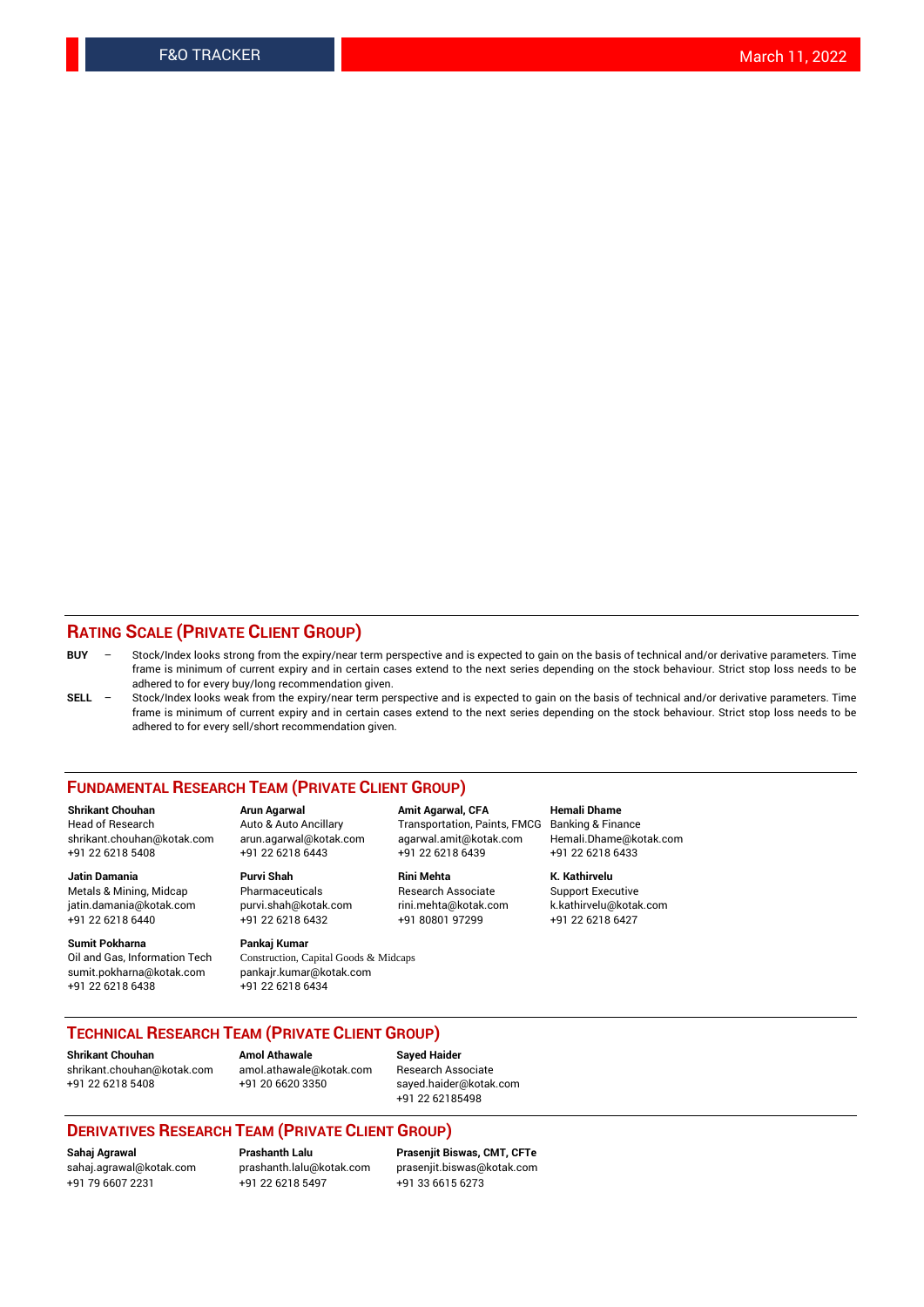## RATING SCALE (PRIVATE CLIENT GROUP)

**BUY** – Stock/Index looks strong from the expiry/near term perspective and is expected to gain on the basis of technical and/or derivative parameters. Time frame is minimum of current expiry and in certain cases extend to the next series depending on the stock behaviour. Strict stop loss needs to be adhered to for every buy/long recommendation given.

**SELL** – Stock/Index looks weak from the expiry/near term perspective and is expected to gain on the basis of technical and/or derivative parameters. Time frame is minimum of current expiry and in certain cases extend to the next series depending on the stock behaviour. Strict stop loss needs to be adhered to for every sell/short recommendation given.

## FUNDAMENTAL RESEARCH TEAM (PRIVATE CLIENT GROUP)

**Shrikant Chouhan**
Head of Research
shrikant.chouhan@kotak.com
+91 22 6218 5408

**Arun Agarwal**
Auto & Auto Ancillary
arun.agarwal@kotak.com
+91 22 6218 6443

**Amit Agarwal, CFA**
Transportation, Paints, FMCG
agarwal.amit@kotak.com
+91 22 6218 6439

**Hemali Dhame**
Banking & Finance
Hemali.Dhame@kotak.com
+91 22 6218 6433

**Jatin Damania**
Metals & Mining, Midcap
jatin.damania@kotak.com
+91 22 6218 6440

**Purvi Shah**
Pharmaceuticals
purvi.shah@kotak.com
+91 22 6218 6432

**Rini Mehta**
Research Associate
rini.mehta@kotak.com
+91 80801 97299

**K. Kathirvelu**
Support Executive
k.kathirvelu@kotak.com
+91 22 6218 6427

**Sumit Pokharna**
Oil and Gas, Information Tech
sumit.pokharna@kotak.com
+91 22 6218 6438

**Pankaj Kumar**
Construction, Capital Goods & Midcaps
pankajr.kumar@kotak.com
+91 22 6218 6434

## TECHNICAL RESEARCH TEAM (PRIVATE CLIENT GROUP)

**Shrikant Chouhan**
shrikant.chouhan@kotak.com
+91 22 6218 5408

**Amol Athawale**
amol.athawale@kotak.com
+91 20 6620 3350

**Sayed Haider**
Research Associate
sayed.haider@kotak.com
+91 22 62185498

## DERIVATIVES RESEARCH TEAM (PRIVATE CLIENT GROUP)

**Sahaj Agrawal**
sahaj.agrawal@kotak.com
+91 79 6607 2231

**Prashanth Lalu**
prashanth.lalu@kotak.com
+91 22 6218 5497

**Prasenjit Biswas, CMT, CFTe**
prasenjit.biswas@kotak.com
+91 33 6615 6273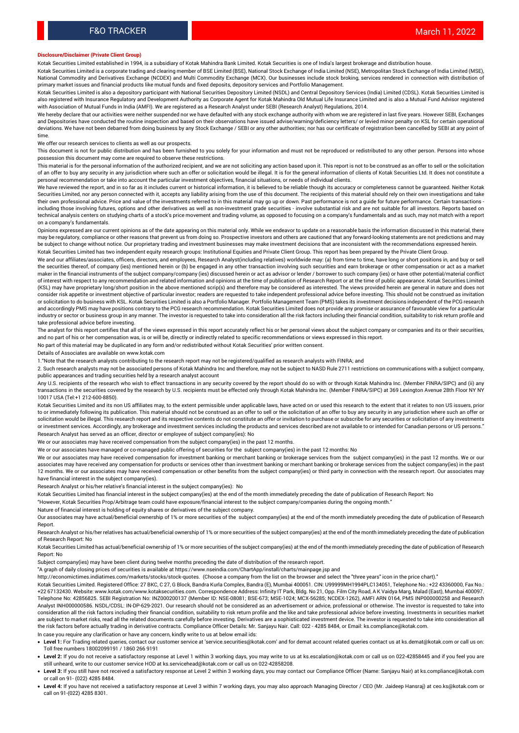**Disclosure/Disclaimer (Private Client Group)**

Kotak Securities Limited established in 1994, is a subsidiary of Kotak Mahindra Bank Limited. Kotak Securities is one of India's largest brokerage and distribution house.

Kotak Securities Limited is a corporate trading and clearing member of BSE Limited (BSE), National Stock Exchange of India Limited (NSE), Metropolitan Stock Exchange of India Limited (MSE), National Commodity and Derivatives Exchange (NCDEX) and Multi Commodity Exchange (MCX). Our businesses include stock broking, services rendered in connection with distribution of primary market issues and financial products like mutual funds and fixed deposits, depository services and Portfolio Management.

Kotak Securities Limited is also a depository participant with National Securities Depository Limited (NSDL) and Central Depository Services (India) Limited (CDSL). Kotak Securities Limited is also registered with Insurance Regulatory and Development Authority as Corporate Agent for Kotak Mahindra Old Mutual Life Insurance Limited and is also a Mutual Fund Advisor registered with Association of Mutual Funds in India (AMFI). We are registered as a Research Analyst under SEBI (Research Analyst) Regulations, 2014.

We hereby declare that our activities were neither suspended nor we have defaulted with any stock exchange authority with whom we are registered in last five years. However SEBI, Exchanges and Depositories have conducted the routine inspection and based on their observations have issued advise/warning/deficiency letters/ or levied minor penalty on KSL for certain operational deviations. We have not been debarred from doing business by any Stock Exchange / SEBI or any other authorities; nor has our certificate of registration been cancelled by SEBI at any point of time.

We offer our research services to clients as well as our prospects.

This document is not for public distribution and has been furnished to you solely for your information and must not be reproduced or redistributed to any other person. Persons into whose possession this document may come are required to observe these restrictions.

This material is for the personal information of the authorized recipient, and we are not soliciting any action based upon it. This report is not to be construed as an offer to sell or the solicitation of an offer to buy any security in any jurisdiction where such an offer or solicitation would be illegal. It is for the general information of clients of Kotak Securities Ltd. It does not constitute a personal recommendation or take into account the particular investment objectives, financial situations, or needs of individual clients.

We have reviewed the report, and in so far as it includes current or historical information, it is believed to be reliable though its accuracy or completeness cannot be guaranteed. Neither Kotak Securities Limited, nor any person connected with it, accepts any liability arising from the use of this document. The recipients of this material should rely on their own investigations and take their own professional advice. Price and value of the investments referred to in this material may go up or down. Past performance is not a guide for future performance. Certain transactions - including those involving futures, options and other derivatives as well as non-investment grade securities - involve substantial risk and are not suitable for all investors. Reports based on technical analysis centers on studying charts of a stock's price movement and trading volume, as opposed to focusing on a company's fundamentals and as such, may not match with a report on a company's fundamentals.

Opinions expressed are our current opinions as of the date appearing on this material only. While we endeavor to update on a reasonable basis the information discussed in this material, there may be regulatory, compliance or other reasons that prevent us from doing so. Prospective investors and others are cautioned that any forward-looking statements are not predictions and may be subject to change without notice. Our proprietary trading and investment businesses may make investment decisions that are inconsistent with the recommendations expressed herein.

Kotak Securities Limited has two independent equity research groups: Institutional Equities and Private Client Group. This report has been prepared by the Private Client Group.

We and our affiliates/associates, officers, directors, and employees, Research Analyst(including relatives) worldwide may: (a) from time to time, have long or short positions in, and buy or sell the securities thereof, of company (ies) mentioned herein or (b) be engaged in any other transaction involving such securities and earn brokerage or other compensation or act as a market maker in the financial instruments of the subject company/company (ies) discussed herein or act as advisor or lender / borrower to such company (ies) or have other potential/material conflict of interest with respect to any recommendation and related information and opinions at the time of publication of Research Report or at the time of public appearance. Kotak Securities Limited (KSL) may have proprietary long/short position in the above mentioned scrip(s) and therefore may be considered as interested. The views provided herein are general in nature and does not consider risk appetite or investment objective of particular investor; readers are requested to take independent professional advice before investing. This should not be construed as invitation or solicitation to do business with KSL. Kotak Securities Limited is also a Portfolio Manager. Portfolio Management Team (PMS) takes its investment decisions independent of the PCG research and accordingly PMS may have positions contrary to the PCG research recommendation. Kotak Securities Limited does not provide any promise or assurance of favourable view for a particular industry or sector or business group in any manner. The investor is requested to take into consideration all the risk factors including their financial condition, suitability to risk return profile and take professional advice before investing.

The analyst for this report certifies that all of the views expressed in this report accurately reflect his or her personal views about the subject company or companies and its or their securities, and no part of his or her compensation was, is or will be, directly or indirectly related to specific recommendations or views expressed in this report.

No part of this material may be duplicated in any form and/or redistributed without Kotak Securities' prior written consent.

Details of Associates are available on www.kotak.com

1."Note that the research analysts contributing to the research report may not be registered/qualified as research analysts with FINRA; and

2. Such research analysts may not be associated persons of Kotak Mahindra Inc and therefore, may not be subject to NASD Rule 2711 restrictions on communications with a subject company, public appearances and trading securities held by a research analyst account

Any U.S. recipients of the research who wish to effect transactions in any security covered by the report should do so with or through Kotak Mahindra Inc. (Member FINRA/SIPC) and (ii) any transactions in the securities covered by the research by U.S. recipients must be effected only through Kotak Mahindra Inc. (Member FINRA/SIPC) at 369 Lexington Avenue 28th Floor NY NY 10017 USA (Tel:+1 212-600-8850).

Kotak Securities Limited and its non US affiliates may, to the extent permissible under applicable laws, have acted on or used this research to the extent that it relates to non US issuers, prior to or immediately following its publication. This material should not be construed as an offer to sell or the solicitation of an offer to buy any security in any jurisdiction where such an offer or solicitation would be illegal. This research report and its respective contents do not constitute an offer or invitation to purchase or subscribe for any securities or solicitation of any investments or investment services. Accordingly, any brokerage and investment services including the products and services described are not available to or intended for Canadian persons or US persons."

Research Analyst has served as an officer, director or employee of subject company(ies): No

We or our associates may have received compensation from the subject company(ies) in the past 12 months.

We or our associates have managed or co-managed public offering of securities for the subject company(ies) in the past 12 months: No

We or our associates may have received compensation for investment banking or merchant banking or brokerage services from the subject company(ies) in the past 12 months. We or our associates may have received any compensation for products or services other than investment banking or merchant banking or brokerage services from the subject company(ies) in the past 12 months. We or our associates may have received compensation or other benefits from the subject company(ies) or third party in connection with the research report. Our associates may have financial interest in the subject company(ies).

Research Analyst or his/her relative's financial interest in the subject company(ies): No

Kotak Securities Limited has financial interest in the subject company(ies) at the end of the month immediately preceding the date of publication of Research Report: No

"However, Kotak Securities Prop/Arbitrage team could have exposure/financial interest to the subject company/companies during the ongoing month."

Nature of financial interest is holding of equity shares or derivatives of the subject company.

Our associates may have actual/beneficial ownership of 1% or more securities of the subject company(ies) at the end of the month immediately preceding the date of publication of Research Report.

Research Analyst or his/her relatives has actual/beneficial ownership of 1% or more securities of the subject company(ies) at the end of the month immediately preceding the date of publication of Research Report: No

Kotak Securities Limited has actual/beneficial ownership of 1% or more securities of the subject company(ies) at the end of the month immediately preceding the date of publication of Research Report: No

Subject company(ies) may have been client during twelve months preceding the date of distribution of the research report.

"A graph of daily closing prices of securities is available at https://www.nseindia.com/ChartApp/install/charts/mainpage.jsp and

http://economictimes.indiatimes.com/markets/stocks/stock-quotes. (Choose a company from the list on the browser and select the "three years" icon in the price chart)."

Kotak Securities Limited. Registered Office: 27 BKC, C 27, G Block, Bandra Kurla Complex, Bandra (E), Mumbai 400051. CIN: U99999MH1994PLC134051, Telephone No.: +22 43360000, Fax No.: +22 67132430. Website: www.kotak.com/www.kotaksecurities.com. Correspondence Address: Infinity IT Park, Bldg. No 21, Opp. Film City Road, A K Vaidya Marg, Malad (East), Mumbai 400097. Telephone No: 42856825. SEBI Registration No: INZ000200137 (Member ID: NSE-08081; BSE-673; MSE-1024; MCX-56285; NCDEX-1262), AMFI ARN 0164, PMS INP000000258 and Research Analyst INH000000586. NSDL/CDSL: IN-DP-629-2021. Our research should not be considered as an advertisement or advice, professional or otherwise. The investor is requested to take into consideration all the risk factors including their financial condition, suitability to risk return profile and the like and take professional advice before investing. Investments in securities market are subject to market risks, read all the related documents carefully before investing. Derivatives are a sophisticated investment device. The investor is requested to take into consideration all the risk factors before actually trading in derivative contracts. Compliance Officer Details: Mr. Sanjayu Nair. Call: 022 - 4285 8484, or Email: ks.compliance@kotak.com.

In case you require any clarification or have any concern, kindly write to us at below email ids:

- **Level 1:** For Trading related queries, contact our customer service at 'service.securities@kotak.com' and for demat account related queries contact us at ks.demat@kotak.com or call us on: Toll free numbers 18002099191 / 1860 266 9191
- **Level 2:** If you do not receive a satisfactory response at Level 1 within 3 working days, you may write to us at ks.escalation@kotak.com or call us on 022-42858445 and if you feel you are still unheard, write to our customer service HOD at ks.servicehead@kotak.com or call us on 022-42858208.
- **Level 3:** If you still have not received a satisfactory response at Level 2 within 3 working days, you may contact our Compliance Officer (Name: Sanjayu Nair) at ks.compliance@kotak.com or call on 91- (022) 4285 8484.
- **Level 4:** If you have not received a satisfactory response at Level 3 within 7 working days, you may also approach Managing Director / CEO (Mr. Jaideep Hansraj) at ceo.ks@kotak.com or call on 91-(022) 4285 8301.